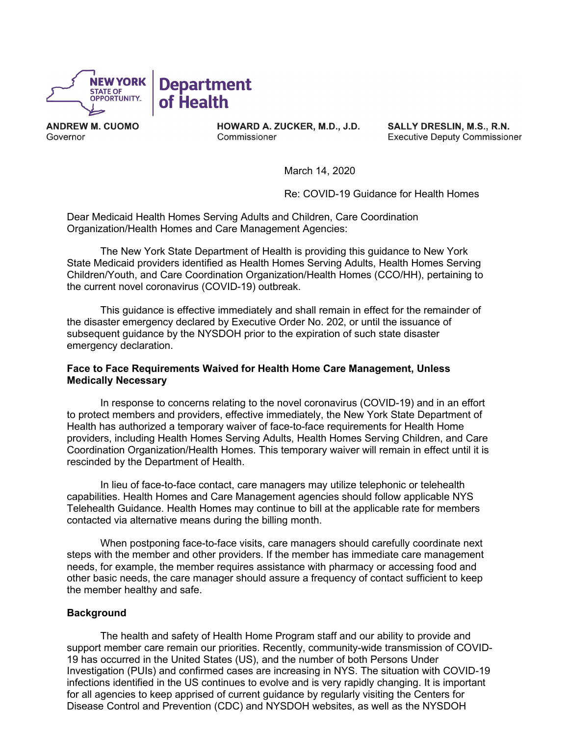**NEW YORK STATE OF OPPORTUNITY** | **Department of Health**

**ANDREW M. CUOMO**
Governor

**HOWARD A. ZUCKER, M.D., J.D.**
Commissioner

**SALLY DRESLIN, M.S., R.N.**
Executive Deputy Commissioner

March 14, 2020

Re: COVID-19 Guidance for Health Homes

Dear Medicaid Health Homes Serving Adults and Children, Care Coordination Organization/Health Homes and Care Management Agencies:

The New York State Department of Health is providing this guidance to New York State Medicaid providers identified as Health Homes Serving Adults, Health Homes Serving Children/Youth, and Care Coordination Organization/Health Homes (CCO/HH), pertaining to the current novel coronavirus (COVID-19) outbreak.

This guidance is effective immediately and shall remain in effect for the remainder of the disaster emergency declared by Executive Order No. 202, or until the issuance of subsequent guidance by the NYSDOH prior to the expiration of such state disaster emergency declaration.

**Face to Face Requirements Waived for Health Home Care Management, Unless Medically Necessary**

In response to concerns relating to the novel coronavirus (COVID-19) and in an effort to protect members and providers, effective immediately, the New York State Department of Health has authorized a temporary waiver of face-to-face requirements for Health Home providers, including Health Homes Serving Adults, Health Homes Serving Children, and Care Coordination Organization/Health Homes. This temporary waiver will remain in effect until it is rescinded by the Department of Health.

In lieu of face-to-face contact, care managers may utilize telephonic or telehealth capabilities. Health Homes and Care Management agencies should follow applicable NYS Telehealth Guidance. Health Homes may continue to bill at the applicable rate for members contacted via alternative means during the billing month.

When postponing face-to-face visits, care managers should carefully coordinate next steps with the member and other providers. If the member has immediate care management needs, for example, the member requires assistance with pharmacy or accessing food and other basic needs, the care manager should assure a frequency of contact sufficient to keep the member healthy and safe.

**Background**

The health and safety of Health Home Program staff and our ability to provide and support member care remain our priorities. Recently, community-wide transmission of COVID-19 has occurred in the United States (US), and the number of both Persons Under Investigation (PUIs) and confirmed cases are increasing in NYS. The situation with COVID-19 infections identified in the US continues to evolve and is very rapidly changing. It is important for all agencies to keep apprised of current guidance by regularly visiting the Centers for Disease Control and Prevention (CDC) and NYSDOH websites, as well as the NYSDOH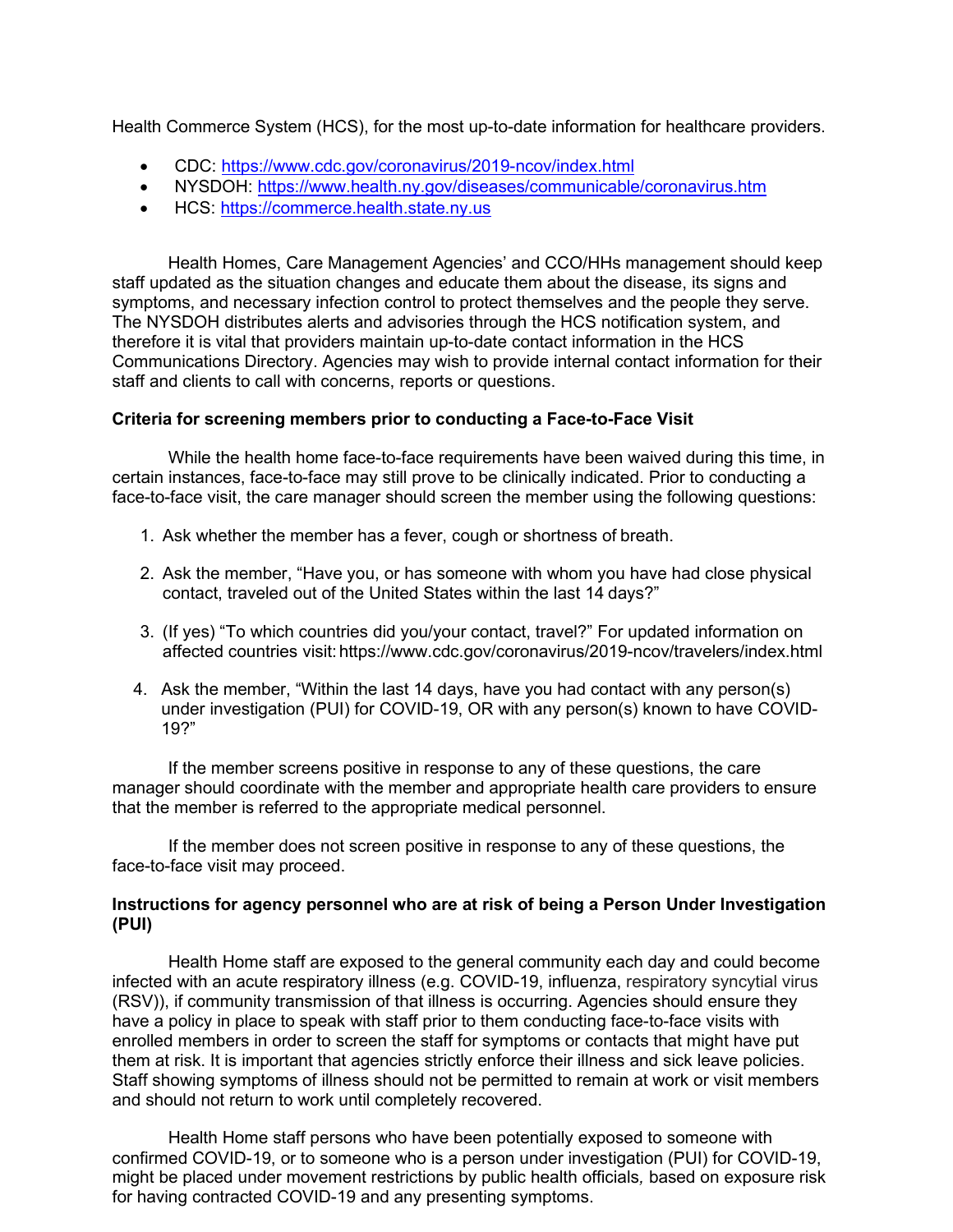Health Commerce System (HCS), for the most up-to-date information for healthcare providers.

- CDC: https://www.cdc.gov/coronavirus/2019-ncov/index.html
- NYSDOH: https://www.health.ny.gov/diseases/communicable/coronavirus.htm
- HCS: https://commerce.health.state.ny.us

Health Homes, Care Management Agencies' and CCO/HHs management should keep staff updated as the situation changes and educate them about the disease, its signs and symptoms, and necessary infection control to protect themselves and the people they serve. The NYSDOH distributes alerts and advisories through the HCS notification system, and therefore it is vital that providers maintain up-to-date contact information in the HCS Communications Directory. Agencies may wish to provide internal contact information for their staff and clients to call with concerns, reports or questions.

**Criteria for screening members prior to conducting a Face-to-Face Visit**

While the health home face-to-face requirements have been waived during this time, in certain instances, face-to-face may still prove to be clinically indicated. Prior to conducting a face-to-face visit, the care manager should screen the member using the following questions:

1. Ask whether the member has a fever, cough or shortness of breath.
2. Ask the member, "Have you, or has someone with whom you have had close physical contact, traveled out of the United States within the last 14 days?"
3. (If yes) "To which countries did you/your contact, travel?" For updated information on affected countries visit: https://www.cdc.gov/coronavirus/2019-ncov/travelers/index.html
4. Ask the member, "Within the last 14 days, have you had contact with any person(s) under investigation (PUI) for COVID-19, OR with any person(s) known to have COVID-19?"

If the member screens positive in response to any of these questions, the care manager should coordinate with the member and appropriate health care providers to ensure that the member is referred to the appropriate medical personnel.

If the member does not screen positive in response to any of these questions, the face-to-face visit may proceed.

**Instructions for agency personnel who are at risk of being a Person Under Investigation (PUI)**

Health Home staff are exposed to the general community each day and could become infected with an acute respiratory illness (e.g. COVID-19, influenza, respiratory syncytial virus (RSV)), if community transmission of that illness is occurring. Agencies should ensure they have a policy in place to speak with staff prior to them conducting face-to-face visits with enrolled members in order to screen the staff for symptoms or contacts that might have put them at risk. It is important that agencies strictly enforce their illness and sick leave policies. Staff showing symptoms of illness should not be permitted to remain at work or visit members and should not return to work until completely recovered.

Health Home staff persons who have been potentially exposed to someone with confirmed COVID-19, or to someone who is a person under investigation (PUI) for COVID-19, might be placed under movement restrictions by public health officials, based on exposure risk for having contracted COVID-19 and any presenting symptoms.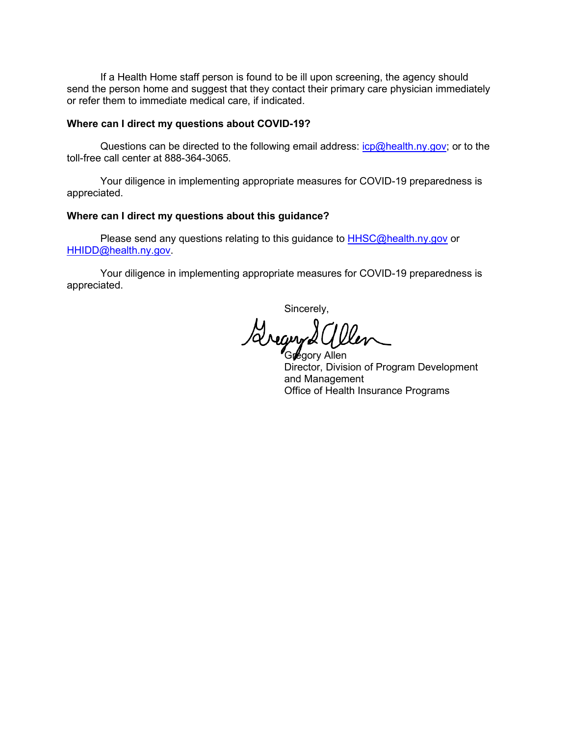If a Health Home staff person is found to be ill upon screening, the agency should send the person home and suggest that they contact their primary care physician immediately or refer them to immediate medical care, if indicated.

**Where can I direct my questions about COVID-19?**

Questions can be directed to the following email address: icp@health.ny.gov; or to the toll-free call center at 888-364-3065.

Your diligence in implementing appropriate measures for COVID-19 preparedness is appreciated.

**Where can I direct my questions about this guidance?**

Please send any questions relating to this guidance to HHSC@health.ny.gov or HHIDD@health.ny.gov.

Your diligence in implementing appropriate measures for COVID-19 preparedness is appreciated.

Sincerely,

Gregory Allen
Director, Division of Program Development and Management
Office of Health Insurance Programs